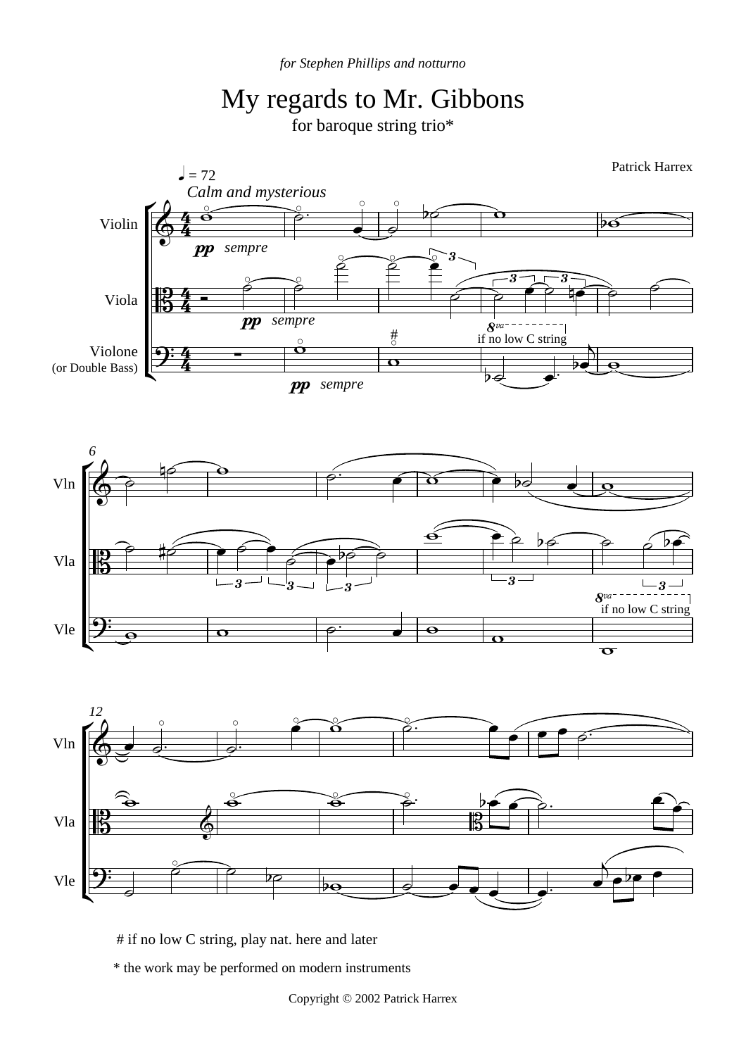*for Stephen Phillips and notturno*

# My regards to Mr. Gibbons

for baroque string trio*

Patrick Harrex

# if no low C string, play nat. here and later

* the work may be performed on modern instruments

Copyright © 2002 Patrick Harrex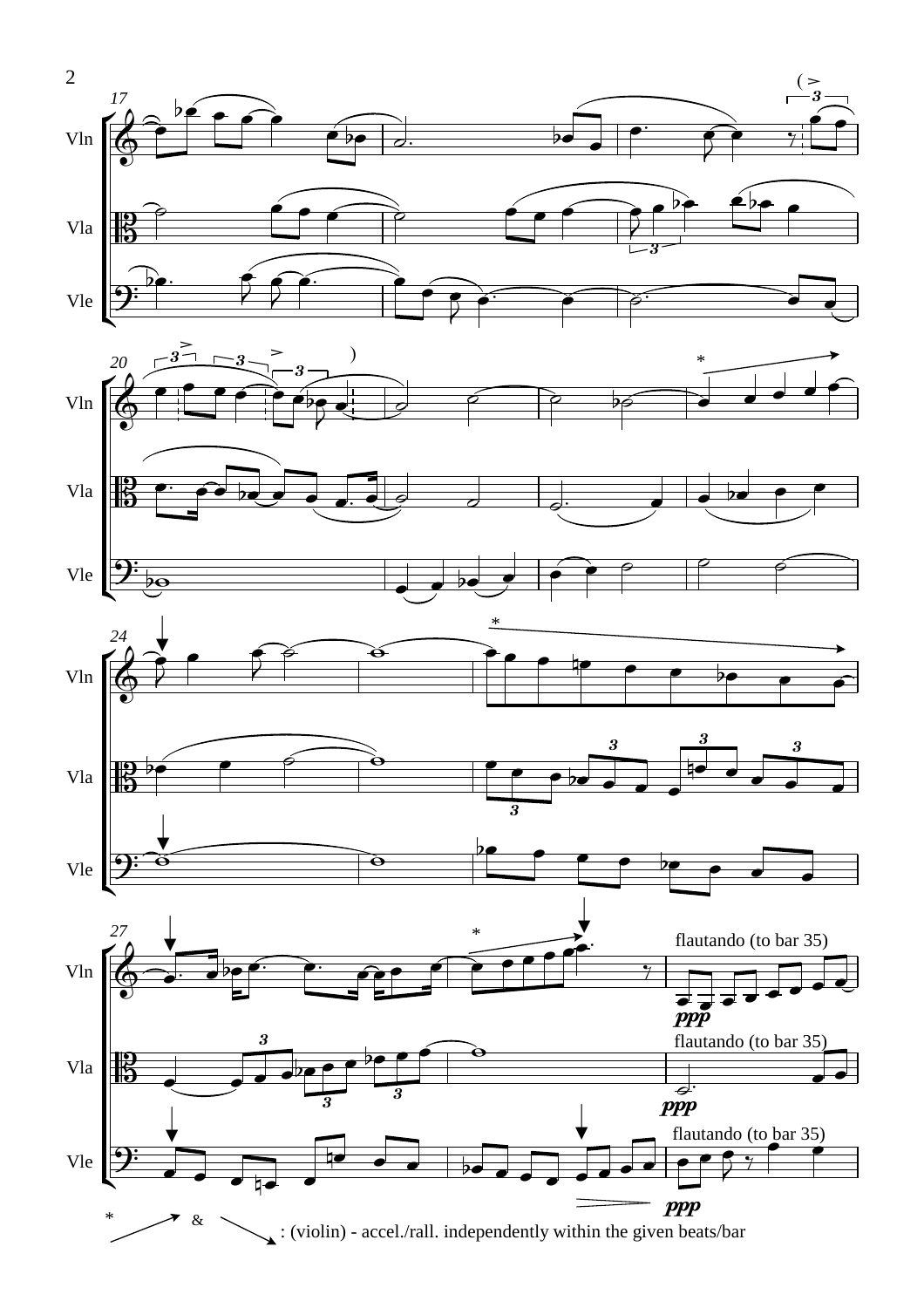* & : (violin) - accel./rall. independently within the given beats/bar